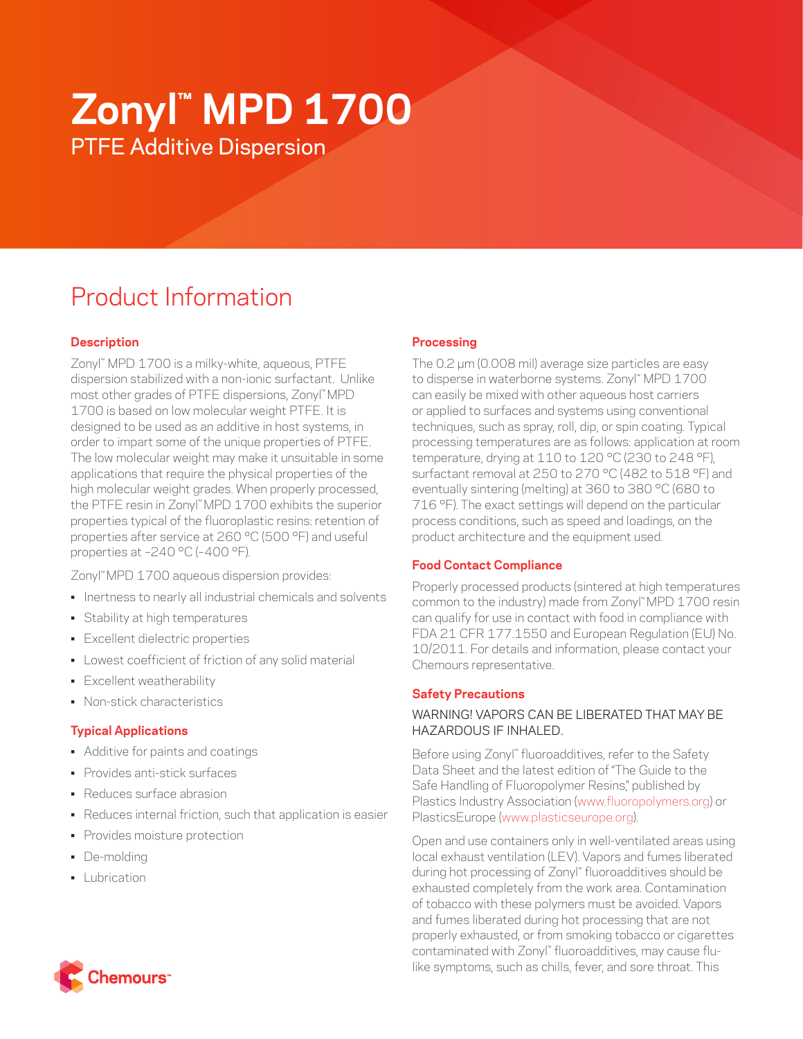# Zonyl™ MPD 1700

## PTFE Additive Dispersion

## Product Information

### Description

Zonyl™ MPD 1700 is a milky-white, aqueous, PTFE dispersion stabilized with a non-ionic surfactant. Unlike most other grades of PTFE dispersions, Zonyl™ MPD 1700 is based on low molecular weight PTFE. It is designed to be used as an additive in host systems, in order to impart some of the unique properties of PTFE. The low molecular weight may make it unsuitable in some applications that require the physical properties of the high molecular weight grades. When properly processed, the PTFE resin in Zonyl™ MPD 1700 exhibits the superior properties typical of the fluoroplastic resins: retention of properties after service at 260 °C (500 °F) and useful properties at –240 °C (–400 °F).

Zonyl™ MPD 1700 aqueous dispersion provides:

- Inertness to nearly all industrial chemicals and solvents
- Stability at high temperatures
- Excellent dielectric properties
- Lowest coefficient of friction of any solid material
- Excellent weatherability
- Non-stick characteristics

### Typical Applications

- Additive for paints and coatings
- Provides anti-stick surfaces
- Reduces surface abrasion
- Reduces internal friction, such that application is easier
- Provides moisture protection
- De-molding
- Lubrication

### Processing

The 0.2 µm (0.008 mil) average size particles are easy to disperse in waterborne systems. Zonyl™ MPD 1700 can easily be mixed with other aqueous host carriers or applied to surfaces and systems using conventional techniques, such as spray, roll, dip, or spin coating. Typical processing temperatures are as follows: application at room temperature, drying at 110 to 120 °C (230 to 248 °F), surfactant removal at 250 to 270 °C (482 to 518 °F) and eventually sintering (melting) at 360 to 380 °C (680 to 716 °F). The exact settings will depend on the particular process conditions, such as speed and loadings, on the product architecture and the equipment used.

### Food Contact Compliance

Properly processed products (sintered at high temperatures common to the industry) made from Zonyl™ MPD 1700 resin can qualify for use in contact with food in compliance with FDA 21 CFR 177.1550 and European Regulation (EU) No. 10/2011. For details and information, please contact your Chemours representative.

### Safety Precautions

WARNING! VAPORS CAN BE LIBERATED THAT MAY BE HAZARDOUS IF INHALED.

Before using Zonyl™ fluoroadditives, refer to the Safety Data Sheet and the latest edition of "The Guide to the Safe Handling of Fluoropolymer Resins," published by Plastics Industry Association (www.fluoropolymers.org) or PlasticsEurope (www.plasticseurope.org).

Open and use containers only in well-ventilated areas using local exhaust ventilation (LEV). Vapors and fumes liberated during hot processing of Zonyl™ fluoroadditives should be exhausted completely from the work area. Contamination of tobacco with these polymers must be avoided. Vapors and fumes liberated during hot processing that are not properly exhausted, or from smoking tobacco or cigarettes contaminated with Zonyl™ fluoroadditives, may cause flu-like symptoms, such as chills, fever, and sore throat. This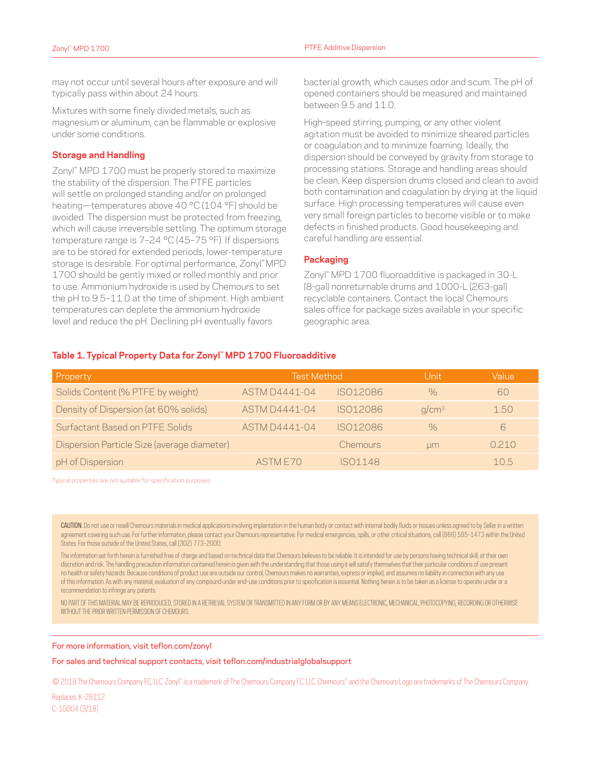may not occur until several hours after exposure and will typically pass within about 24 hours.

Mixtures with some finely divided metals, such as magnesium or aluminum, can be flammable or explosive under some conditions.

### Storage and Handling

Zonyl™ MPD 1700 must be properly stored to maximize the stability of the dispersion. The PTFE particles will settle on prolonged standing and/or on prolonged heating—temperatures above 40 °C (104 °F) should be avoided. The dispersion must be protected from freezing, which will cause irreversible settling. The optimum storage temperature range is 7–24 °C (45–75 °F). If dispersions are to be stored for extended periods, lower-temperature storage is desirable. For optimal performance, Zonyl™ MPD 1700 should be gently mixed or rolled monthly and prior to use. Ammonium hydroxide is used by Chemours to set the pH to 9.5–11.0 at the time of shipment. High ambient temperatures can deplete the ammonium hydroxide level and reduce the pH. Declining pH eventually favors bacterial growth, which causes odor and scum. The pH of opened containers should be measured and maintained between 9.5 and 11.0.

High-speed stirring, pumping, or any other violent agitation must be avoided to minimize sheared particles or coagulation and to minimize foaming. Ideally, the dispersion should be conveyed by gravity from storage to processing stations. Storage and handling areas should be clean. Keep dispersion drums closed and clean to avoid both contamination and coagulation by drying at the liquid surface. High processing temperatures will cause even very small foreign particles to become visible or to make defects in finished products. Good housekeeping and careful handling are essential.

### Packaging

Zonyl™ MPD 1700 fluoroadditive is packaged in 30-L (8-gal) nonreturnable drums and 1000-L (263-gal) recyclable containers. Contact the local Chemours sales office for package sizes available in your specific geographic area.

**Table 1. Typical Property Data for Zonyl™ MPD 1700 Fluoroadditive**

| Property | Test Method | | Unit | Value |
|---|---|---|---|---|
| Solids Content (% PTFE by weight) | ASTM D4441-04 | ISO12086 | % | 60 |
| Density of Dispersion (at 60% solids) | ASTM D4441-04 | ISO12086 | g/cm³ | 1.50 |
| Surfactant Based on PTFE Solids | ASTM D4441-04 | ISO12086 | % | 6 |
| Dispersion Particle Size (average diameter) | | Chemours | µm | 0.210 |
| pH of Dispersion | ASTM E70 | ISO1148 | | 10.5 |

Typical properties are not suitable for specification purposes.

CAUTION: Do not use or resell Chemours materials in medical applications involving implantation in the human body or contact with internal bodily fluids or tissues unless agreed to by Seller in a written agreement covering such use. For further information, please contact your Chemours representative. For medical emergencies, spills, or other critical situations, call (866) 595-1473 within the United States. For those outside of the United States, call (302) 773-2000.

The information set forth herein is furnished free of charge and based on technical data that Chemours believes to be reliable. It is intended for use by persons having technical skill, at their own discretion and risk. The handling precaution information contained herein is given with the understanding that those using it will satisfy themselves that their particular conditions of use present no health or safety hazards. Because conditions of product use are outside our control, Chemours makes no warranties, express or implied, and assumes no liability in connection with any use of this information. As with any material, evaluation of any compound under end-use conditions prior to specification is essential. Nothing herein is to be taken as a license to operate under or a recommendation to infringe any patents.

NO PART OF THIS MATERIAL MAY BE REPRODUCED, STORED IN A RETRIEVAL SYSTEM OR TRANSMITTED IN ANY FORM OR BY ANY MEANS ELECTRONIC, MECHANICAL, PHOTOCOPYING, RECORDING OR OTHERWISE WITHOUT THE PRIOR WRITTEN PERMISSION OF CHEMOURS.

For more information, visit teflon.com/zonyl

For sales and technical support contacts, visit teflon.com/industrialglobalsupport

© 2018 The Chemours Company FC, LLC. Zonyl™ is a trademark of The Chemours Company FC, LLC. Chemours™ and the Chemours Logo are trademarks of The Chemours Company.

Replaces: K-26112
C-10004 (3/18)